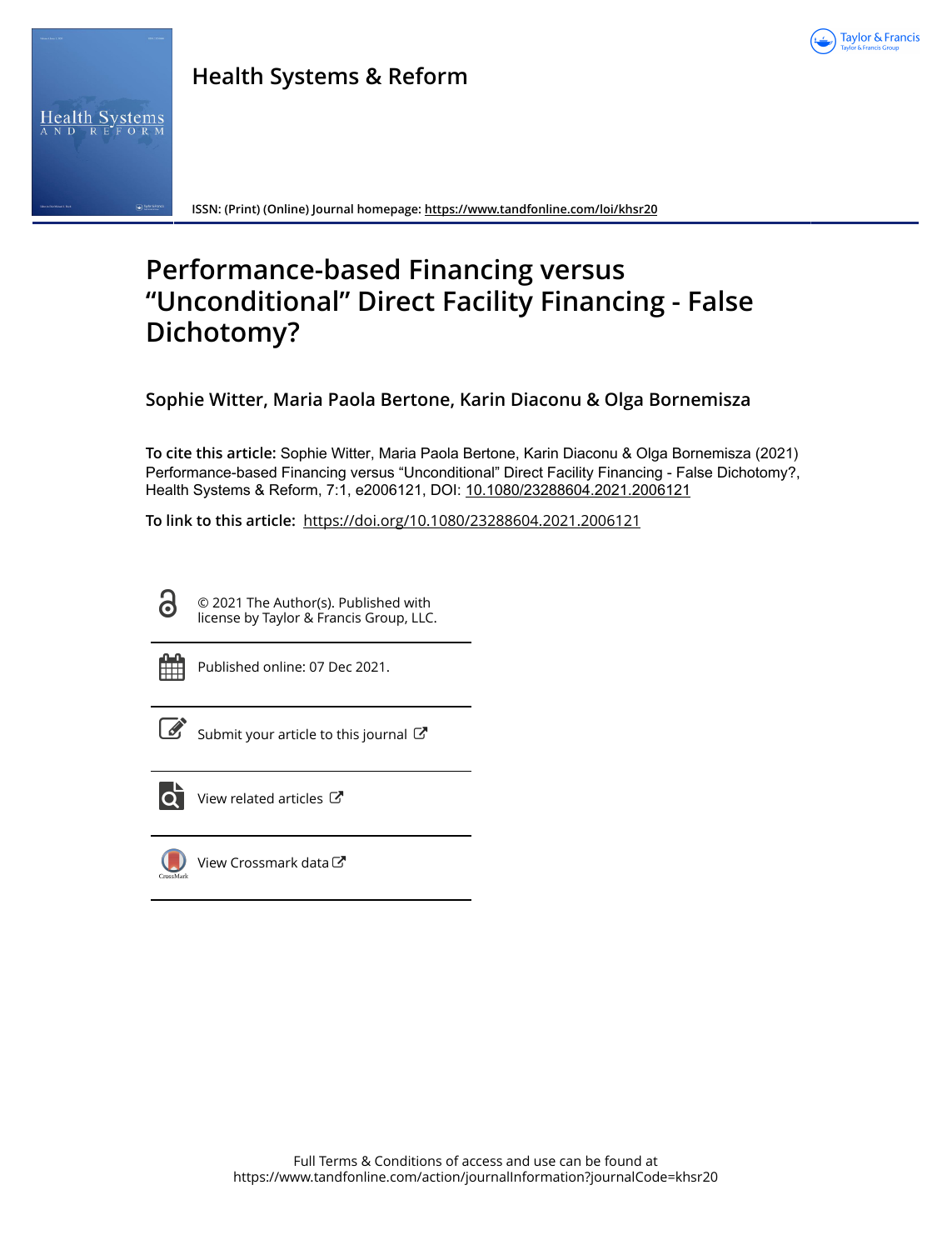# Health Systems & Reform

ISSN: (Print) (Online) Journal homepage: https://www.tandfonline.com/loi/khsr20

## Performance-based Financing versus “Unconditional” Direct Facility Financing - False Dichotomy?

**Sophie Witter, Maria Paola Bertone, Karin Diaconu & Olga Bornemisza**

**To cite this article:** Sophie Witter, Maria Paola Bertone, Karin Diaconu & Olga Bornemisza (2021) Performance-based Financing versus “Unconditional” Direct Facility Financing - False Dichotomy?, Health Systems & Reform, 7:1, e2006121, DOI: 10.1080/23288604.2021.2006121

**To link to this article:** https://doi.org/10.1080/23288604.2021.2006121

© 2021 The Author(s). Published with license by Taylor & Francis Group, LLC.

Published online: 07 Dec 2021.

Submit your article to this journal

View related articles

View Crossmark data

Full Terms & Conditions of access and use can be found at https://www.tandfonline.com/action/journalInformation?journalCode=khsr20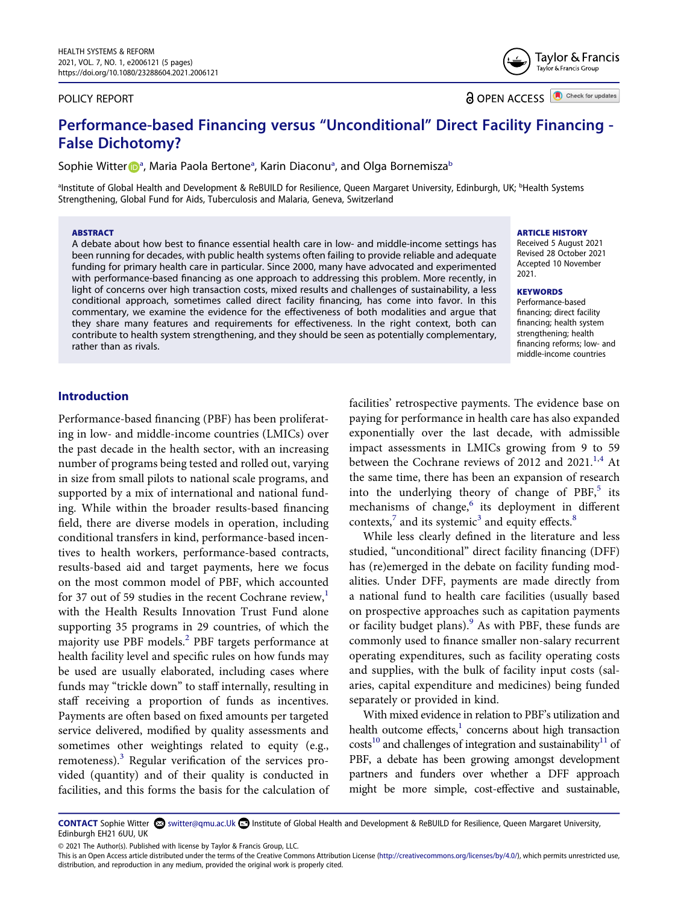# Performance-based Financing versus "Unconditional" Direct Facility Financing - False Dichotomy?

Sophie Witter[a], Maria Paola Bertone[a], Karin Diaconu[a], and Olga Bornemisza[b]

[a]Institute of Global Health and Development & ReBUILD for Resilience, Queen Margaret University, Edinburgh, UK; [b]Health Systems Strengthening, Global Fund for Aids, Tuberculosis and Malaria, Geneva, Switzerland

POLICY REPORT

OPEN ACCESS

## ABSTRACT

A debate about how best to finance essential health care in low- and middle-income settings has been running for decades, with public health systems often failing to provide reliable and adequate funding for primary health care in particular. Since 2000, many have advocated and experimented with performance-based financing as one approach to addressing this problem. More recently, in light of concerns over high transaction costs, mixed results and challenges of sustainability, a less conditional approach, sometimes called direct facility financing, has come into favor. In this commentary, we examine the evidence for the effectiveness of both modalities and argue that they share many features and requirements for effectiveness. In the right context, both can contribute to health system strengthening, and they should be seen as potentially complementary, rather than as rivals.

**ARTICLE HISTORY**
Received 5 August 2021
Revised 28 October 2021
Accepted 10 November 2021.

**KEYWORDS**
Performance-based financing; direct facility financing; health system strengthening; health financing reforms; low- and middle-income countries

## Introduction

Performance-based financing (PBF) has been proliferating in low- and middle-income countries (LMICs) over the past decade in the health sector, with an increasing number of programs being tested and rolled out, varying in size from small pilots to national scale programs, and supported by a mix of international and national funding. While within the broader results-based financing field, there are diverse models in operation, including conditional transfers in kind, performance-based incentives to health workers, performance-based contracts, results-based aid and target payments, here we focus on the most common model of PBF, which accounted for 37 out of 59 studies in the recent Cochrane review,[1] with the Health Results Innovation Trust Fund alone supporting 35 programs in 29 countries, of which the majority use PBF models.[2] PBF targets performance at health facility level and specific rules on how funds may be used are usually elaborated, including cases where funds may "trickle down" to staff internally, resulting in staff receiving a proportion of funds as incentives. Payments are often based on fixed amounts per targeted service delivered, modified by quality assessments and sometimes other weightings related to equity (e.g., remoteness).[3] Regular verification of the services provided (quantity) and of their quality is conducted in facilities, and this forms the basis for the calculation of facilities' retrospective payments. The evidence base on paying for performance in health care has also expanded exponentially over the last decade, with admissible impact assessments in LMICs growing from 9 to 59 between the Cochrane reviews of 2012 and 2021.[1,4] At the same time, there has been an expansion of research into the underlying theory of change of PBF,[5] its mechanisms of change,[6] its deployment in different contexts,[7] and its systemic[3] and equity effects.[8]

While less clearly defined in the literature and less studied, "unconditional" direct facility financing (DFF) has (re)emerged in the debate on facility funding modalities. Under DFF, payments are made directly from a national fund to health care facilities (usually based on prospective approaches such as capitation payments or facility budget plans).[9] As with PBF, these funds are commonly used to finance smaller non-salary recurrent operating expenditures, such as facility operating costs and supplies, with the bulk of facility input costs (salaries, capital expenditure and medicines) being funded separately or provided in kind.

With mixed evidence in relation to PBF's utilization and health outcome effects,[1] concerns about high transaction costs[10] and challenges of integration and sustainability[11] of PBF, a debate has been growing amongst development partners and funders over whether a DFF approach might be more simple, cost-effective and sustainable,

**CONTACT** Sophie Witter switter@qmu.ac.Uk Institute of Global Health and Development & ReBUILD for Resilience, Queen Margaret University, Edinburgh EH21 6UU, UK

© 2021 The Author(s). Published with license by Taylor & Francis Group, LLC.
This is an Open Access article distributed under the terms of the Creative Commons Attribution License (http://creativecommons.org/licenses/by/4.0/), which permits unrestricted use, distribution, and reproduction in any medium, provided the original work is properly cited.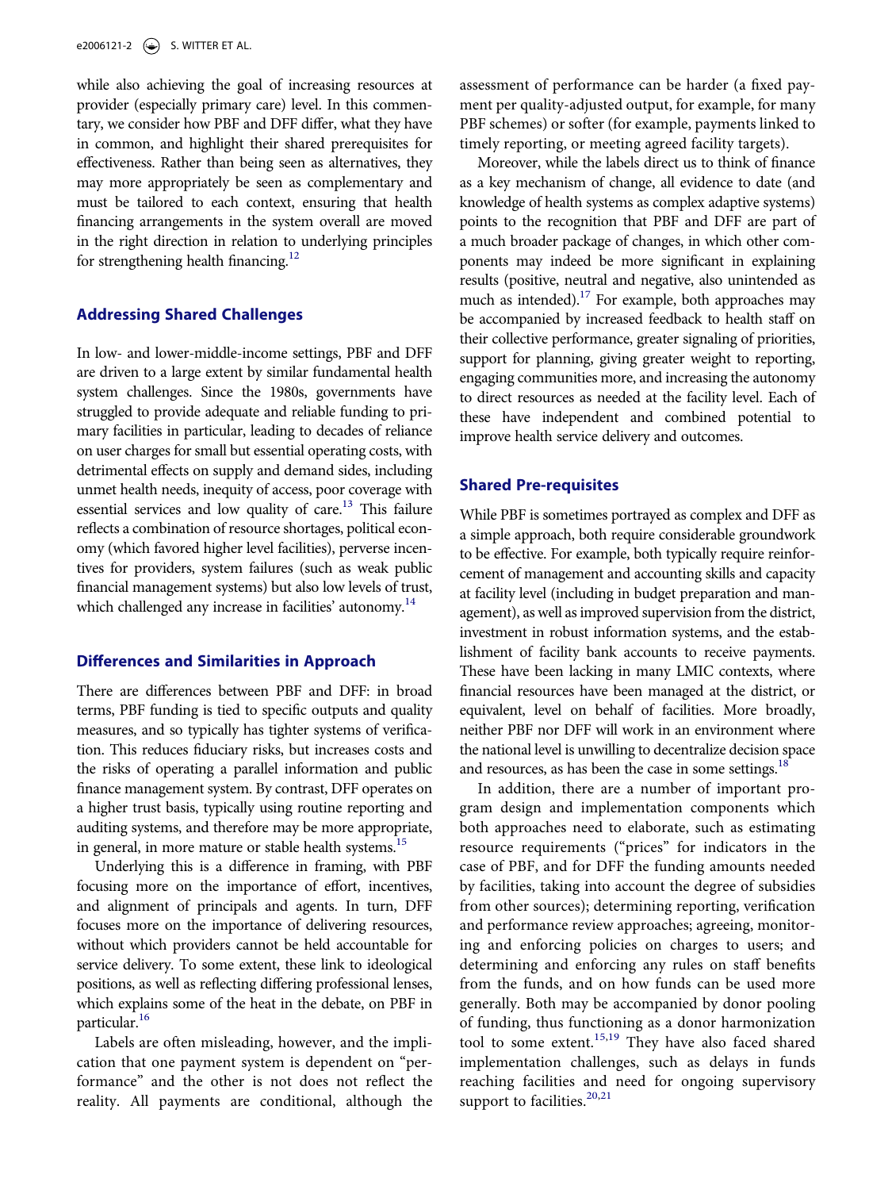while also achieving the goal of increasing resources at provider (especially primary care) level. In this commentary, we consider how PBF and DFF differ, what they have in common, and highlight their shared prerequisites for effectiveness. Rather than being seen as alternatives, they may more appropriately be seen as complementary and must be tailored to each context, ensuring that health financing arrangements in the system overall are moved in the right direction in relation to underlying principles for strengthening health financing.[12]

## Addressing Shared Challenges

In low- and lower-middle-income settings, PBF and DFF are driven to a large extent by similar fundamental health system challenges. Since the 1980s, governments have struggled to provide adequate and reliable funding to primary facilities in particular, leading to decades of reliance on user charges for small but essential operating costs, with detrimental effects on supply and demand sides, including unmet health needs, inequity of access, poor coverage with essential services and low quality of care.[13] This failure reflects a combination of resource shortages, political economy (which favored higher level facilities), perverse incentives for providers, system failures (such as weak public financial management systems) but also low levels of trust, which challenged any increase in facilities' autonomy.[14]

## Differences and Similarities in Approach

There are differences between PBF and DFF: in broad terms, PBF funding is tied to specific outputs and quality measures, and so typically has tighter systems of verification. This reduces fiduciary risks, but increases costs and the risks of operating a parallel information and public finance management system. By contrast, DFF operates on a higher trust basis, typically using routine reporting and auditing systems, and therefore may be more appropriate, in general, in more mature or stable health systems.[15]

Underlying this is a difference in framing, with PBF focusing more on the importance of effort, incentives, and alignment of principals and agents. In turn, DFF focuses more on the importance of delivering resources, without which providers cannot be held accountable for service delivery. To some extent, these link to ideological positions, as well as reflecting differing professional lenses, which explains some of the heat in the debate, on PBF in particular.[16]

Labels are often misleading, however, and the implication that one payment system is dependent on "performance" and the other is not does not reflect the reality. All payments are conditional, although the assessment of performance can be harder (a fixed payment per quality-adjusted output, for example, for many PBF schemes) or softer (for example, payments linked to timely reporting, or meeting agreed facility targets).

Moreover, while the labels direct us to think of finance as a key mechanism of change, all evidence to date (and knowledge of health systems as complex adaptive systems) points to the recognition that PBF and DFF are part of a much broader package of changes, in which other components may indeed be more significant in explaining results (positive, neutral and negative, also unintended as much as intended).[17] For example, both approaches may be accompanied by increased feedback to health staff on their collective performance, greater signaling of priorities, support for planning, giving greater weight to reporting, engaging communities more, and increasing the autonomy to direct resources as needed at the facility level. Each of these have independent and combined potential to improve health service delivery and outcomes.

## Shared Pre-requisites

While PBF is sometimes portrayed as complex and DFF as a simple approach, both require considerable groundwork to be effective. For example, both typically require reinforcement of management and accounting skills and capacity at facility level (including in budget preparation and management), as well as improved supervision from the district, investment in robust information systems, and the establishment of facility bank accounts to receive payments. These have been lacking in many LMIC contexts, where financial resources have been managed at the district, or equivalent, level on behalf of facilities. More broadly, neither PBF nor DFF will work in an environment where the national level is unwilling to decentralize decision space and resources, as has been the case in some settings.[18]

In addition, there are a number of important program design and implementation components which both approaches need to elaborate, such as estimating resource requirements ("prices" for indicators in the case of PBF, and for DFF the funding amounts needed by facilities, taking into account the degree of subsidies from other sources); determining reporting, verification and performance review approaches; agreeing, monitoring and enforcing policies on charges to users; and determining and enforcing any rules on staff benefits from the funds, and on how funds can be used more generally. Both may be accompanied by donor pooling of funding, thus functioning as a donor harmonization tool to some extent.[15,19] They have also faced shared implementation challenges, such as delays in funds reaching facilities and need for ongoing supervisory support to facilities.[20,21]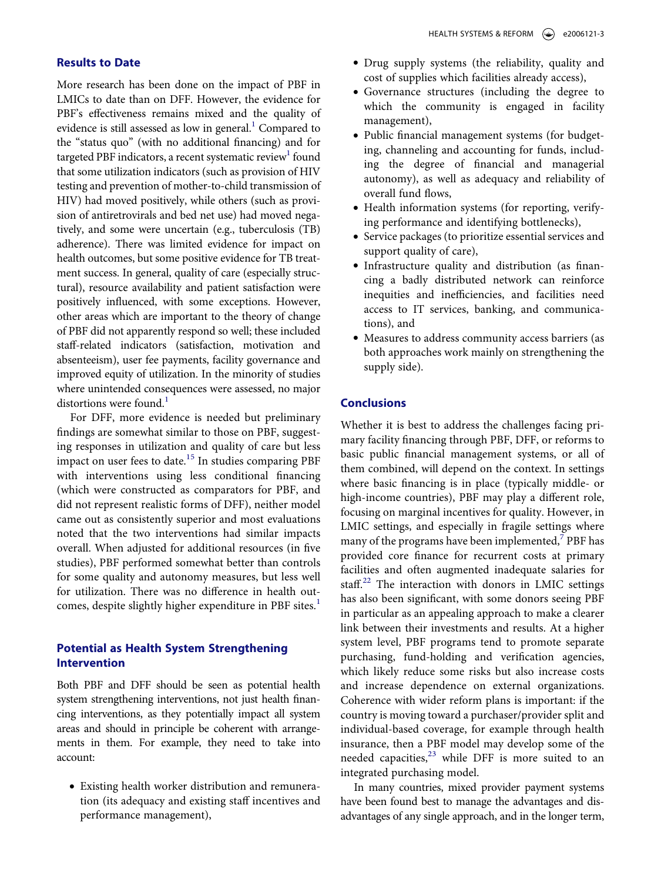## Results to Date

More research has been done on the impact of PBF in LMICs to date than on DFF. However, the evidence for PBF's effectiveness remains mixed and the quality of evidence is still assessed as low in general.[1] Compared to the "status quo" (with no additional financing) and for targeted PBF indicators, a recent systematic review[1] found that some utilization indicators (such as provision of HIV testing and prevention of mother-to-child transmission of HIV) had moved positively, while others (such as provision of antiretrovirals and bed net use) had moved negatively, and some were uncertain (e.g., tuberculosis (TB) adherence). There was limited evidence for impact on health outcomes, but some positive evidence for TB treatment success. In general, quality of care (especially structural), resource availability and patient satisfaction were positively influenced, with some exceptions. However, other areas which are important to the theory of change of PBF did not apparently respond so well; these included staff-related indicators (satisfaction, motivation and absenteeism), user fee payments, facility governance and improved equity of utilization. In the minority of studies where unintended consequences were assessed, no major distortions were found.[1]

For DFF, more evidence is needed but preliminary findings are somewhat similar to those on PBF, suggesting responses in utilization and quality of care but less impact on user fees to date.[15] In studies comparing PBF with interventions using less conditional financing (which were constructed as comparators for PBF, and did not represent realistic forms of DFF), neither model came out as consistently superior and most evaluations noted that the two interventions had similar impacts overall. When adjusted for additional resources (in five studies), PBF performed somewhat better than controls for some quality and autonomy measures, but less well for utilization. There was no difference in health outcomes, despite slightly higher expenditure in PBF sites.[1]

## Potential as Health System Strengthening Intervention

Both PBF and DFF should be seen as potential health system strengthening interventions, not just health financing interventions, as they potentially impact all system areas and should in principle be coherent with arrangements in them. For example, they need to take into account:

- Existing health worker distribution and remuneration (its adequacy and existing staff incentives and performance management),
- Drug supply systems (the reliability, quality and cost of supplies which facilities already access),
- Governance structures (including the degree to which the community is engaged in facility management),
- Public financial management systems (for budgeting, channeling and accounting for funds, including the degree of financial and managerial autonomy), as well as adequacy and reliability of overall fund flows,
- Health information systems (for reporting, verifying performance and identifying bottlenecks),
- Service packages (to prioritize essential services and support quality of care),
- Infrastructure quality and distribution (as financing a badly distributed network can reinforce inequities and inefficiencies, and facilities need access to IT services, banking, and communications), and
- Measures to address community access barriers (as both approaches work mainly on strengthening the supply side).

## Conclusions

Whether it is best to address the challenges facing primary facility financing through PBF, DFF, or reforms to basic public financial management systems, or all of them combined, will depend on the context. In settings where basic financing is in place (typically middle- or high-income countries), PBF may play a different role, focusing on marginal incentives for quality. However, in LMIC settings, and especially in fragile settings where many of the programs have been implemented,[7] PBF has provided core finance for recurrent costs at primary facilities and often augmented inadequate salaries for staff.[22] The interaction with donors in LMIC settings has also been significant, with some donors seeing PBF in particular as an appealing approach to make a clearer link between their investments and results. At a higher system level, PBF programs tend to promote separate purchasing, fund-holding and verification agencies, which likely reduce some risks but also increase costs and increase dependence on external organizations. Coherence with wider reform plans is important: if the country is moving toward a purchaser/provider split and individual-based coverage, for example through health insurance, then a PBF model may develop some of the needed capacities,[23] while DFF is more suited to an integrated purchasing model.

In many countries, mixed provider payment systems have been found best to manage the advantages and disadvantages of any single approach, and in the longer term,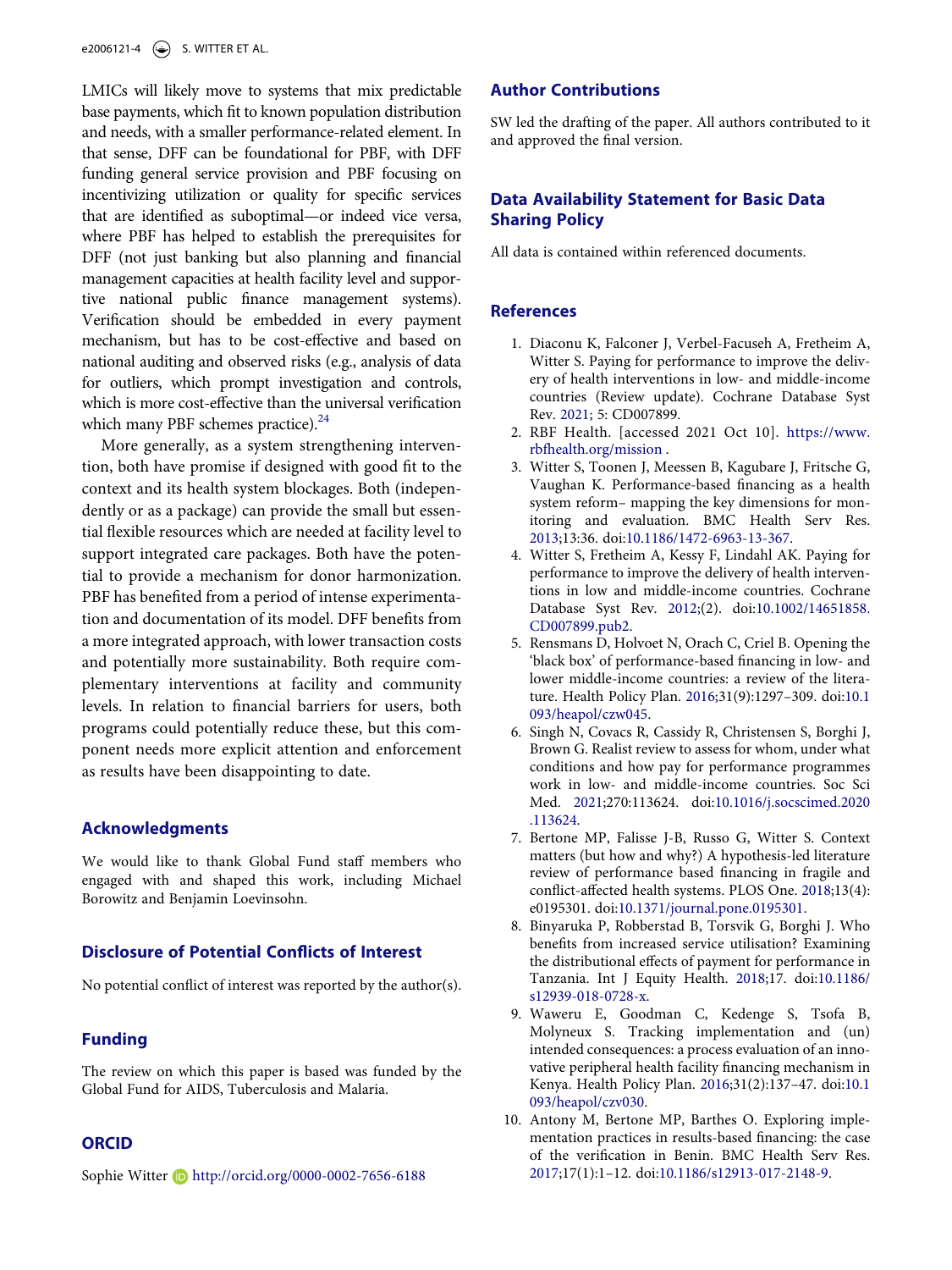LMICs will likely move to systems that mix predictable base payments, which fit to known population distribution and needs, with a smaller performance-related element. In that sense, DFF can be foundational for PBF, with DFF funding general service provision and PBF focusing on incentivizing utilization or quality for specific services that are identified as suboptimal—or indeed vice versa, where PBF has helped to establish the prerequisites for DFF (not just banking but also planning and financial management capacities at health facility level and supportive national public finance management systems). Verification should be embedded in every payment mechanism, but has to be cost-effective and based on national auditing and observed risks (e.g., analysis of data for outliers, which prompt investigation and controls, which is more cost-effective than the universal verification which many PBF schemes practice).[24]

More generally, as a system strengthening intervention, both have promise if designed with good fit to the context and its health system blockages. Both (independently or as a package) can provide the small but essential flexible resources which are needed at facility level to support integrated care packages. Both have the potential to provide a mechanism for donor harmonization. PBF has benefited from a period of intense experimentation and documentation of its model. DFF benefits from a more integrated approach, with lower transaction costs and potentially more sustainability. Both require complementary interventions at facility and community levels. In relation to financial barriers for users, both programs could potentially reduce these, but this component needs more explicit attention and enforcement as results have been disappointing to date.

## Acknowledgments

We would like to thank Global Fund staff members who engaged with and shaped this work, including Michael Borowitz and Benjamin Loevinsohn.

## Disclosure of Potential Conflicts of Interest

No potential conflict of interest was reported by the author(s).

## Funding

The review on which this paper is based was funded by the Global Fund for AIDS, Tuberculosis and Malaria.

## ORCID

Sophie Witter http://orcid.org/0000-0002-7656-6188

## Author Contributions

SW led the drafting of the paper. All authors contributed to it and approved the final version.

## Data Availability Statement for Basic Data Sharing Policy

All data is contained within referenced documents.

## References

1. Diaconu K, Falconer J, Verbel-Facuseh A, Fretheim A, Witter S. Paying for performance to improve the delivery of health interventions in low- and middle-income countries (Review update). Cochrane Database Syst Rev. 2021; 5: CD007899.
2. RBF Health. [accessed 2021 Oct 10]. https://www.rbfhealth.org/mission .
3. Witter S, Toonen J, Meessen B, Kagubare J, Fritsche G, Vaughan K. Performance-based financing as a health system reform– mapping the key dimensions for monitoring and evaluation. BMC Health Serv Res. 2013;13:36. doi:10.1186/1472-6963-13-367.
4. Witter S, Fretheim A, Kessy F, Lindahl AK. Paying for performance to improve the delivery of health interventions in low and middle-income countries. Cochrane Database Syst Rev. 2012;(2). doi:10.1002/14651858.CD007899.pub2.
5. Renmans D, Holvoet N, Orach C, Criel B. Opening the 'black box' of performance-based financing in low- and lower middle-income countries: a review of the literature. Health Policy Plan. 2016;31(9):1297–309. doi:10.1093/heapol/czw045.
6. Singh N, Covacs R, Cassidy R, Christensen S, Borghi J, Brown G. Realist review to assess for whom, under what conditions and how pay for performance programmes work in low- and middle-income countries. Soc Sci Med. 2021;270:113624. doi:10.1016/j.socscimed.2020.113624.
7. Bertone MP, Falisse J-B, Russo G, Witter S. Context matters (but how and why?) A hypothesis-led literature review of performance based financing in fragile and conflict-affected health systems. PLOS One. 2018;13(4):e0195301. doi:10.1371/journal.pone.0195301.
8. Binyaruka P, Robberstad B, Torsvik G, Borghi J. Who benefits from increased service utilisation? Examining the distributional effects of payment for performance in Tanzania. Int J Equity Health. 2018;17. doi:10.1186/s12939-018-0728-x.
9. Waweru E, Goodman C, Kedenge S, Tsofa B, Molyneux S. Tracking implementation and (un) intended consequences: a process evaluation of an innovative peripheral health facility financing mechanism in Kenya. Health Policy Plan. 2016;31(2):137–47. doi:10.1093/heapol/czv030.
10. Antony M, Bertone MP, Barthes O. Exploring implementation practices in results-based financing: the case of the verification in Benin. BMC Health Serv Res. 2017;17(1):1–12. doi:10.1186/s12913-017-2148-9.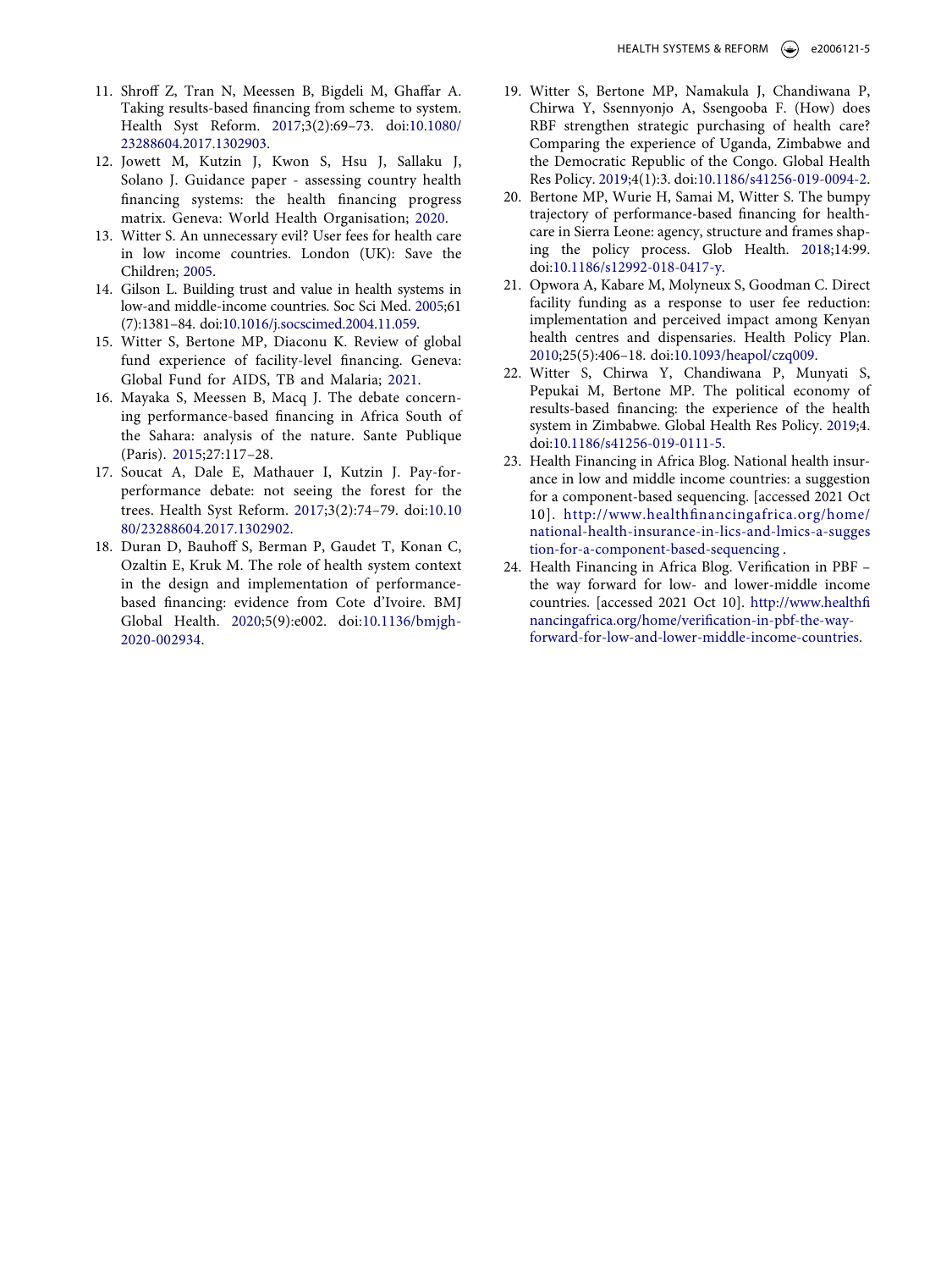11. Shroff Z, Tran N, Meessen B, Bigdeli M, Ghaffar A. Taking results-based financing from scheme to system. Health Syst Reform. 2017;3(2):69–73. doi:10.1080/23288604.2017.1302903.
12. Jowett M, Kutzin J, Kwon S, Hsu J, Sallaku J, Solano J. Guidance paper - assessing country health financing systems: the health financing progress matrix. Geneva: World Health Organisation; 2020.
13. Witter S. An unnecessary evil? User fees for health care in low income countries. London (UK): Save the Children; 2005.
14. Gilson L. Building trust and value in health systems in low-and middle-income countries. Soc Sci Med. 2005;61(7):1381–84. doi:10.1016/j.socscimed.2004.11.059.
15. Witter S, Bertone MP, Diaconu K. Review of global fund experience of facility-level financing. Geneva: Global Fund for AIDS, TB and Malaria; 2021.
16. Mayaka S, Meessen B, Macq J. The debate concerning performance-based financing in Africa South of the Sahara: analysis of the nature. Sante Publique (Paris). 2015;27:117–28.
17. Soucat A, Dale E, Mathauer I, Kutzin J. Pay-for-performance debate: not seeing the forest for the trees. Health Syst Reform. 2017;3(2):74–79. doi:10.1080/23288604.2017.1302902.
18. Duran D, Bauhoff S, Berman P, Gaudet T, Konan C, Ozaltin E, Kruk M. The role of health system context in the design and implementation of performance-based financing: evidence from Cote d'Ivoire. BMJ Global Health. 2020;5(9):e002. doi:10.1136/bmjgh-2020-002934.
19. Witter S, Bertone MP, Namakula J, Chandiwana P, Chirwa Y, Ssennyonjo A, Ssengooba F. (How) does RBF strengthen strategic purchasing of health care? Comparing the experience of Uganda, Zimbabwe and the Democratic Republic of the Congo. Global Health Res Policy. 2019;4(1):3. doi:10.1186/s41256-019-0094-2.
20. Bertone MP, Wurie H, Samai M, Witter S. The bumpy trajectory of performance-based financing for healthcare in Sierra Leone: agency, structure and frames shaping the policy process. Glob Health. 2018;14:99. doi:10.1186/s12992-018-0417-y.
21. Opwora A, Kabare M, Molyneux S, Goodman C. Direct facility funding as a response to user fee reduction: implementation and perceived impact among Kenyan health centres and dispensaries. Health Policy Plan. 2010;25(5):406–18. doi:10.1093/heapol/czq009.
22. Witter S, Chirwa Y, Chandiwana P, Munyati S, Pepukai M, Bertone MP. The political economy of results-based financing: the experience of the health system in Zimbabwe. Global Health Res Policy. 2019;4. doi:10.1186/s41256-019-0111-5.
23. Health Financing in Africa Blog. National health insurance in low and middle income countries: a suggestion for a component-based sequencing. [accessed 2021 Oct 10]. http://www.healthfinancingafrica.org/home/national-health-insurance-in-lics-and-lmics-a-suggestion-for-a-component-based-sequencing .
24. Health Financing in Africa Blog. Verification in PBF – the way forward for low- and lower-middle income countries. [accessed 2021 Oct 10]. http://www.healthfinancingafrica.org/home/verification-in-pbf-the-way-forward-for-low-and-lower-middle-income-countries.